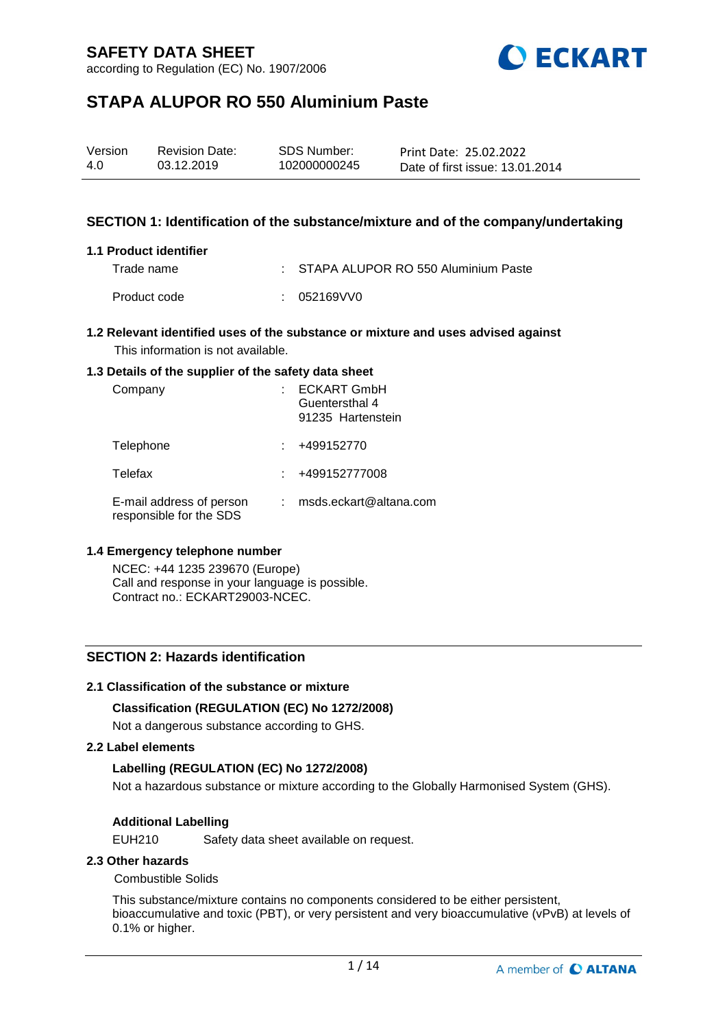# SAFETY DATA SHEET

according to Regulation (EC) No. 1907/2006

# STAPA ALUPOR RO 550 Aluminium Paste

| Version | Revision Date: | SDS Number: | Print Date: 25.02.2022 |
|---|---|---|---|
| 4.0 | 03.12.2019 | 102000000245 | Date of first issue: 13.01.2014 |

## SECTION 1: Identification of the substance/mixture and of the company/undertaking

### 1.1 Product identifier

Trade name : STAPA ALUPOR RO 550 Aluminium Paste

Product code : 052169VV0

### 1.2 Relevant identified uses of the substance or mixture and uses advised against

This information is not available.

### 1.3 Details of the supplier of the safety data sheet

Company : ECKART GmbH
Guentersthal 4
91235 Hartenstein

Telephone : +499152770

Telefax : +499152777008

E-mail address of person responsible for the SDS : msds.eckart@altana.com

### 1.4 Emergency telephone number

NCEC: +44 1235 239670 (Europe)
Call and response in your language is possible.
Contract no.: ECKART29003-NCEC.

## SECTION 2: Hazards identification

### 2.1 Classification of the substance or mixture

**Classification (REGULATION (EC) No 1272/2008)**

Not a dangerous substance according to GHS.

### 2.2 Label elements

**Labelling (REGULATION (EC) No 1272/2008)**

Not a hazardous substance or mixture according to the Globally Harmonised System (GHS).

**Additional Labelling**

EUH210 Safety data sheet available on request.

### 2.3 Other hazards

Combustible Solids

This substance/mixture contains no components considered to be either persistent, bioaccumulative and toxic (PBT), or very persistent and very bioaccumulative (vPvB) at levels of 0.1% or higher.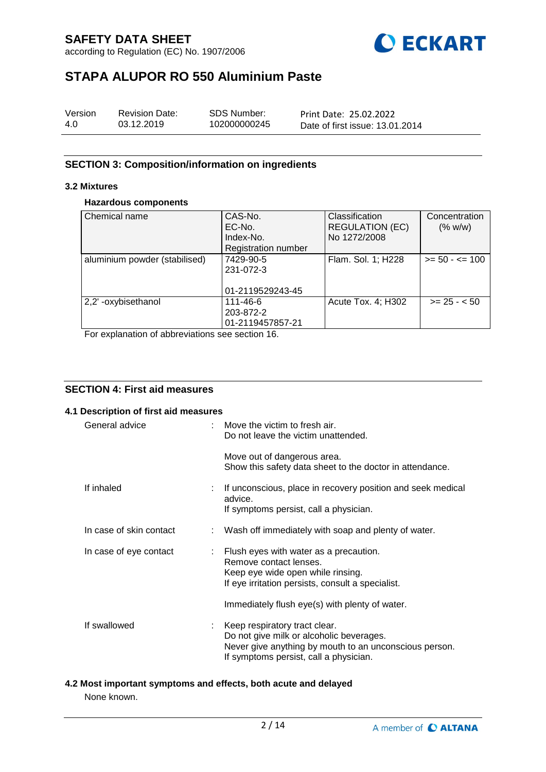## SECTION 3: Composition/information on ingredients

### 3.2 Mixtures

**Hazardous components**

| Chemical name | CAS-No.<br>EC-No.<br>Index-No.<br>Registration number | Classification<br>REGULATION (EC)<br>No 1272/2008 | Concentration<br>(% w/w) |
|---|---|---|---|
| aluminium powder (stabilised) | 7429-90-5<br>231-072-3<br><br>01-2119529243-45 | Flam. Sol. 1; H228 | >= 50 - <= 100 |
| 2,2' -oxybisethanol | 111-46-6<br>203-872-2<br>01-2119457857-21 | Acute Tox. 4; H302 | >= 25 - < 50 |

For explanation of abbreviations see section 16.

## SECTION 4: First aid measures

### 4.1 Description of first aid measures

General advice : Move the victim to fresh air.
Do not leave the victim unattended.

Move out of dangerous area.
Show this safety data sheet to the doctor in attendance.

If inhaled : If unconscious, place in recovery position and seek medical advice.
If symptoms persist, call a physician.

In case of skin contact : Wash off immediately with soap and plenty of water.

In case of eye contact : Flush eyes with water as a precaution.
Remove contact lenses.
Keep eye wide open while rinsing.
If eye irritation persists, consult a specialist.

Immediately flush eye(s) with plenty of water.

If swallowed : Keep respiratory tract clear.
Do not give milk or alcoholic beverages.
Never give anything by mouth to an unconscious person.
If symptoms persist, call a physician.

### 4.2 Most important symptoms and effects, both acute and delayed

None known.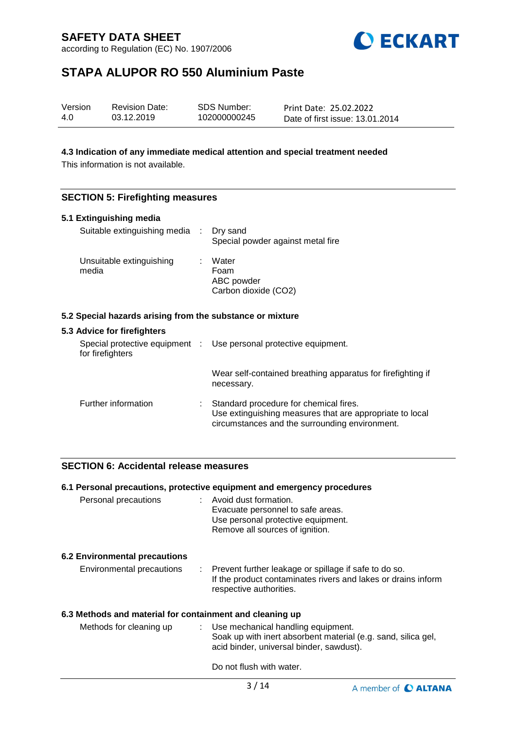### 4.3 Indication of any immediate medical attention and special treatment needed

This information is not available.

## SECTION 5: Firefighting measures

### 5.1 Extinguishing media

| | | |
|---|---|---|
| Suitable extinguishing media | : | Dry sand<br>Special powder against metal fire |
| Unsuitable extinguishing media | : | Water<br>Foam<br>ABC powder<br>Carbon dioxide ($CO_2$) |

### 5.2 Special hazards arising from the substance or mixture

### 5.3 Advice for firefighters

| | | |
|---|---|---|
| Special protective equipment for firefighters | : | Use personal protective equipment.<br><br>Wear self-contained breathing apparatus for firefighting if necessary. |
| Further information | : | Standard procedure for chemical fires.<br>Use extinguishing measures that are appropriate to local circumstances and the surrounding environment. |

## SECTION 6: Accidental release measures

### 6.1 Personal precautions, protective equipment and emergency procedures

| | | |
|---|---|---|
| Personal precautions | : | Avoid dust formation.<br>Evacuate personnel to safe areas.<br>Use personal protective equipment.<br>Remove all sources of ignition. |

### 6.2 Environmental precautions

| | | |
|---|---|---|
| Environmental precautions | : | Prevent further leakage or spillage if safe to do so.<br>If the product contaminates rivers and lakes or drains inform respective authorities. |

### 6.3 Methods and material for containment and cleaning up

| | | |
|---|---|---|
| Methods for cleaning up | : | Use mechanical handling equipment.<br>Soak up with inert absorbent material (e.g. sand, silica gel, acid binder, universal binder, sawdust).<br><br>Do not flush with water. |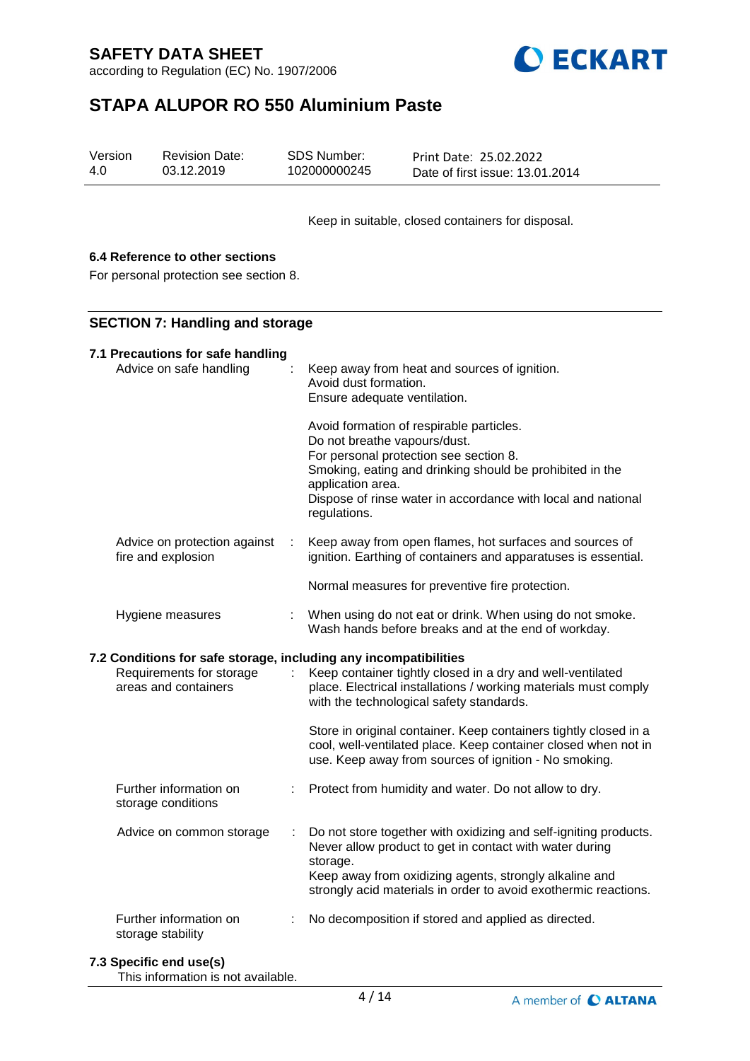Keep in suitable, closed containers for disposal.

### 6.4 Reference to other sections

For personal protection see section 8.

## SECTION 7: Handling and storage

### 7.1 Precautions for safe handling

| | |
|---|---|
| Advice on safe handling | : Keep away from heat and sources of ignition.<br>Avoid dust formation.<br>Ensure adequate ventilation.<br><br>Avoid formation of respirable particles.<br>Do not breathe vapours/dust.<br>For personal protection see section 8.<br>Smoking, eating and drinking should be prohibited in the application area.<br>Dispose of rinse water in accordance with local and national regulations. |
| Advice on protection against fire and explosion | : Keep away from open flames, hot surfaces and sources of ignition. Earthing of containers and apparatuses is essential.<br><br>Normal measures for preventive fire protection. |
| Hygiene measures | : When using do not eat or drink. When using do not smoke. Wash hands before breaks and at the end of workday. |

### 7.2 Conditions for safe storage, including any incompatibilities

| | |
|---|---|
| Requirements for storage areas and containers | : Keep container tightly closed in a dry and well-ventilated place. Electrical installations / working materials must comply with the technological safety standards.<br><br>Store in original container. Keep containers tightly closed in a cool, well-ventilated place. Keep container closed when not in use. Keep away from sources of ignition - No smoking. |
| Further information on storage conditions | : Protect from humidity and water. Do not allow to dry. |
| Advice on common storage | : Do not store together with oxidizing and self-igniting products. Never allow product to get in contact with water during storage.<br>Keep away from oxidizing agents, strongly alkaline and strongly acid materials in order to avoid exothermic reactions. |
| Further information on storage stability | : No decomposition if stored and applied as directed. |

### 7.3 Specific end use(s)

This information is not available.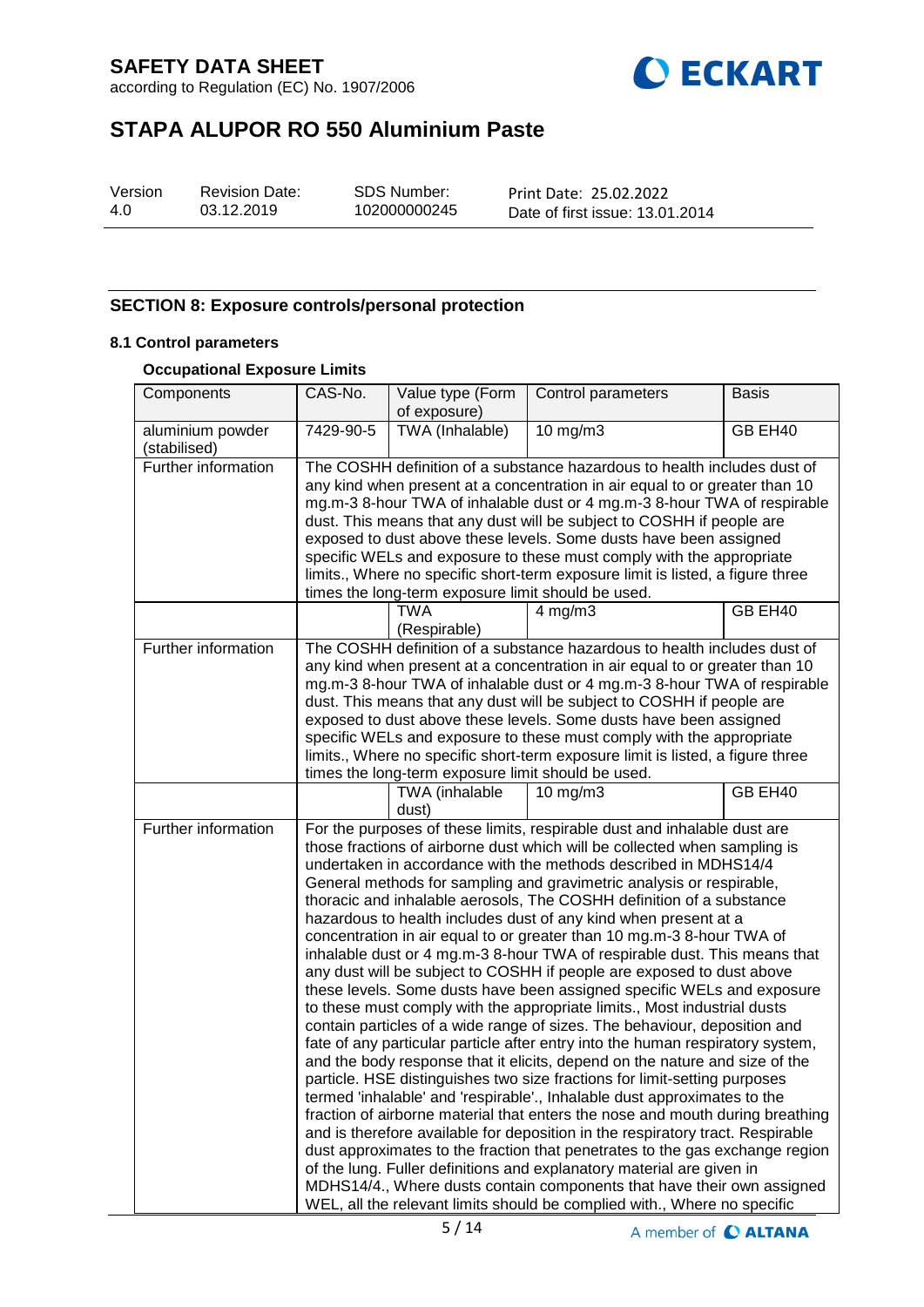## SECTION 8: Exposure controls/personal protection

### 8.1 Control parameters

**Occupational Exposure Limits**

| Components | CAS-No. | Value type (Form of exposure) | Control parameters | Basis |
|---|---|---|---|---|
| aluminium powder (stabilised) | 7429-90-5 | TWA (Inhalable) | 10 mg/m3 | GB EH40 |
| Further information | The COSHH definition of a substance hazardous to health includes dust of any kind when present at a concentration in air equal to or greater than 10 mg.m-3 8-hour TWA of inhalable dust or 4 mg.m-3 8-hour TWA of respirable dust. This means that any dust will be subject to COSHH if people are exposed to dust above these levels. Some dusts have been assigned specific WELs and exposure to these must comply with the appropriate limits., Where no specific short-term exposure limit is listed, a figure three times the long-term exposure limit should be used. | | | |
| | | TWA (Respirable) | 4 mg/m3 | GB EH40 |
| Further information | The COSHH definition of a substance hazardous to health includes dust of any kind when present at a concentration in air equal to or greater than 10 mg.m-3 8-hour TWA of inhalable dust or 4 mg.m-3 8-hour TWA of respirable dust. This means that any dust will be subject to COSHH if people are exposed to dust above these levels. Some dusts have been assigned specific WELs and exposure to these must comply with the appropriate limits., Where no specific short-term exposure limit is listed, a figure three times the long-term exposure limit should be used. | | | |
| | | TWA (inhalable dust) | 10 mg/m3 | GB EH40 |
| Further information | For the purposes of these limits, respirable dust and inhalable dust are those fractions of airborne dust which will be collected when sampling is undertaken in accordance with the methods described in MDHS14/4 General methods for sampling and gravimetric analysis or respirable, thoracic and inhalable aerosols, The COSHH definition of a substance hazardous to health includes dust of any kind when present at a concentration in air equal to or greater than 10 mg.m-3 8-hour TWA of inhalable dust or 4 mg.m-3 8-hour TWA of respirable dust. This means that any dust will be subject to COSHH if people are exposed to dust above these levels. Some dusts have been assigned specific WELs and exposure to these must comply with the appropriate limits., Most industrial dusts contain particles of a wide range of sizes. The behaviour, deposition and fate of any particular particle after entry into the human respiratory system, and the body response that it elicits, depend on the nature and size of the particle. HSE distinguishes two size fractions for limit-setting purposes termed 'inhalable' and 'respirable'., Inhalable dust approximates to the fraction of airborne material that enters the nose and mouth during breathing and is therefore available for deposition in the respiratory tract. Respirable dust approximates to the fraction that penetrates to the gas exchange region of the lung. Fuller definitions and explanatory material are given in MDHS14/4., Where dusts contain components that have their own assigned WEL, all the relevant limits should be complied with., Where no specific | | | |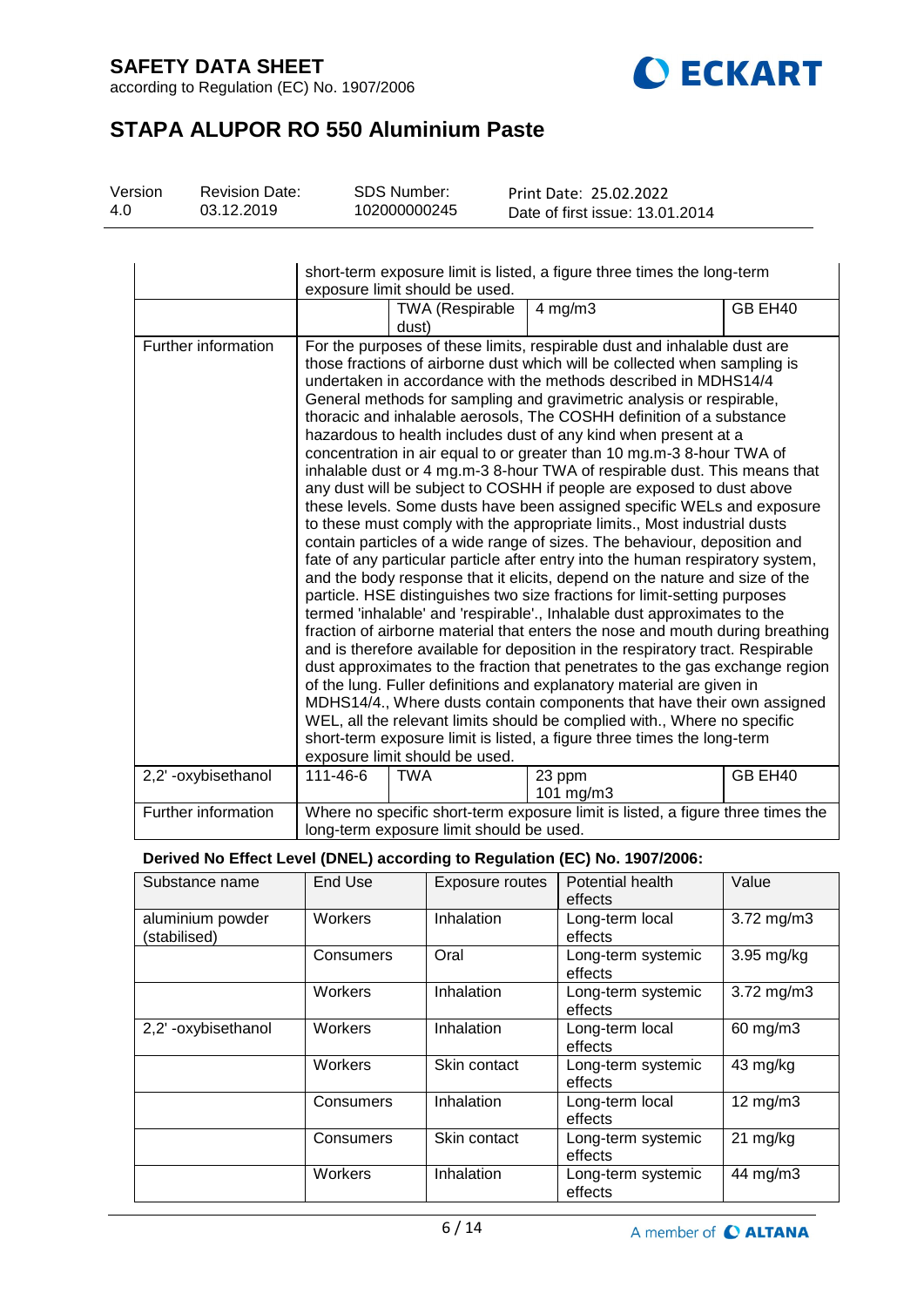| | | | | |
|---|---|---|---|---|
| | short-term exposure limit is listed, a figure three times the long-term exposure limit should be used. | | | |
| | | TWA (Respirable dust) | 4 mg/m3 | GB EH40 |
| Further information | For the purposes of these limits, respirable dust and inhalable dust are those fractions of airborne dust which will be collected when sampling is undertaken in accordance with the methods described in MDHS14/4 General methods for sampling and gravimetric analysis or respirable, thoracic and inhalable aerosols, The COSHH definition of a substance hazardous to health includes dust of any kind when present at a concentration in air equal to or greater than 10 mg.m-3 8-hour TWA of inhalable dust or 4 mg.m-3 8-hour TWA of respirable dust. This means that any dust will be subject to COSHH if people are exposed to dust above these levels. Some dusts have been assigned specific WELs and exposure to these must comply with the appropriate limits., Most industrial dusts contain particles of a wide range of sizes. The behaviour, deposition and fate of any particular particle after entry into the human respiratory system, and the body response that it elicits, depend on the nature and size of the particle. HSE distinguishes two size fractions for limit-setting purposes termed 'inhalable' and 'respirable'., Inhalable dust approximates to the fraction of airborne material that enters the nose and mouth during breathing and is therefore available for deposition in the respiratory tract. Respirable dust approximates to the fraction that penetrates to the gas exchange region of the lung. Fuller definitions and explanatory material are given in MDHS14/4., Where dusts contain components that have their own assigned WEL, all the relevant limits should be complied with., Where no specific short-term exposure limit is listed, a figure three times the long-term exposure limit should be used. | | | |
| 2,2' -oxybisethanol | 111-46-6 | TWA | 23 ppm<br>101 mg/m3 | GB EH40 |
| Further information | Where no specific short-term exposure limit is listed, a figure three times the long-term exposure limit should be used. | | | |

**Derived No Effect Level (DNEL) according to Regulation (EC) No. 1907/2006:**

| Substance name | End Use | Exposure routes | Potential health effects | Value |
|---|---|---|---|---|
| aluminium powder (stabilised) | Workers | Inhalation | Long-term local effects | 3.72 mg/m3 |
| | Consumers | Oral | Long-term systemic effects | 3.95 mg/kg |
| | Workers | Inhalation | Long-term systemic effects | 3.72 mg/m3 |
| 2,2' -oxybisethanol | Workers | Inhalation | Long-term local effects | 60 mg/m3 |
| | Workers | Skin contact | Long-term systemic effects | 43 mg/kg |
| | Consumers | Inhalation | Long-term local effects | 12 mg/m3 |
| | Consumers | Skin contact | Long-term systemic effects | 21 mg/kg |
| | Workers | Inhalation | Long-term systemic effects | 44 mg/m3 |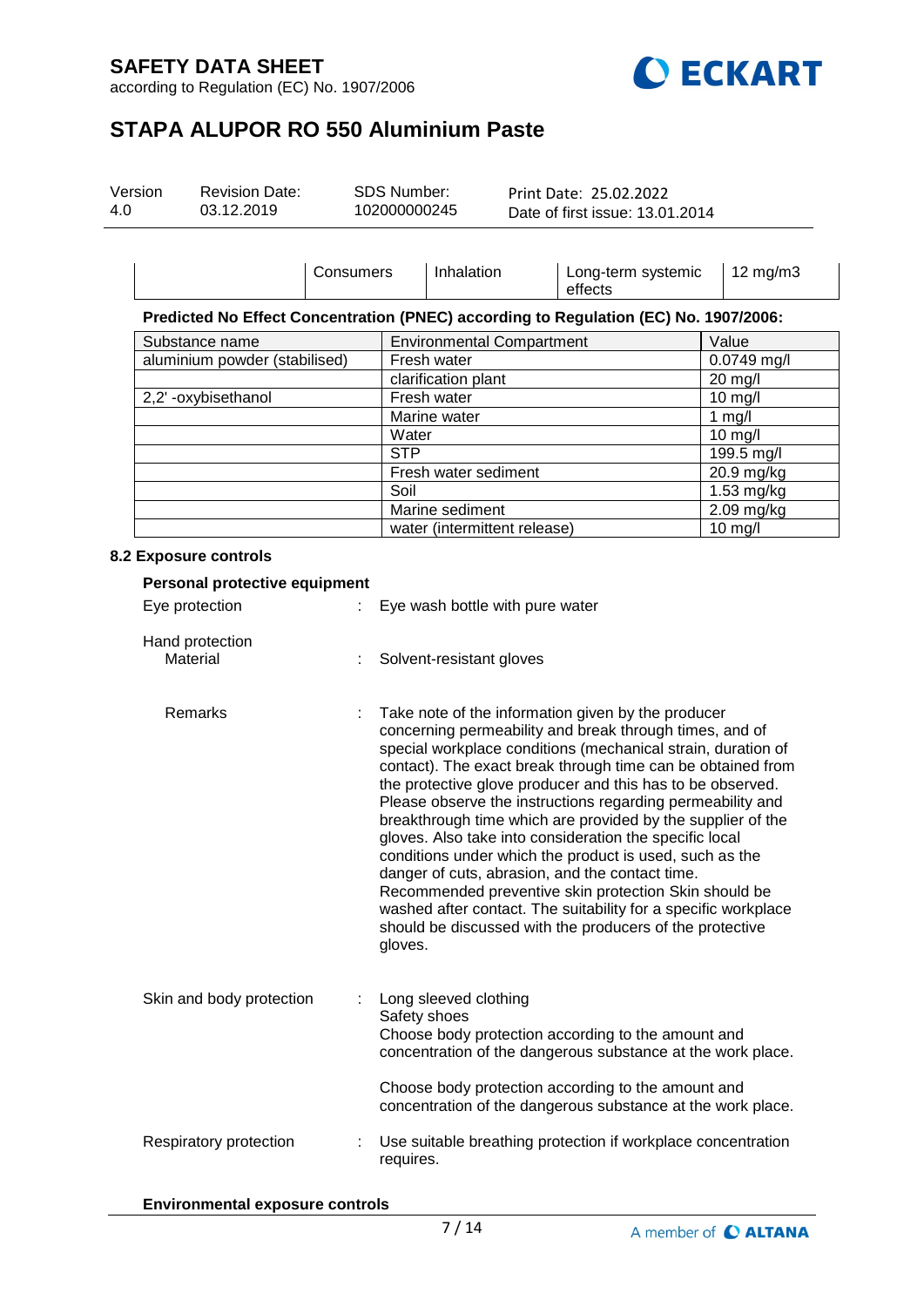| | Consumers | Inhalation | Long-term systemic effects | 12 mg/m3 |
|---|---|---|---|---|

**Predicted No Effect Concentration (PNEC) according to Regulation (EC) No. 1907/2006:**

| Substance name | Environmental Compartment | Value |
|---|---|---|
| aluminium powder (stabilised) | Fresh water | 0.0749 mg/l |
| | clarification plant | 20 mg/l |
| 2,2' -oxybisethanol | Fresh water | 10 mg/l |
| | Marine water | 1 mg/l |
| | Water | 10 mg/l |
| | STP | 199.5 mg/l |
| | Fresh water sediment | 20.9 mg/kg |
| | Soil | 1.53 mg/kg |
| | Marine sediment | 2.09 mg/kg |
| | water (intermittent release) | 10 mg/l |

### 8.2 Exposure controls

**Personal protective equipment**

Eye protection : Eye wash bottle with pure water

Hand protection

Material : Solvent-resistant gloves

Remarks : Take note of the information given by the producer concerning permeability and break through times, and of special workplace conditions (mechanical strain, duration of contact). The exact break through time can be obtained from the protective glove producer and this has to be observed. Please observe the instructions regarding permeability and breakthrough time which are provided by the supplier of the gloves. Also take into consideration the specific local conditions under which the product is used, such as the danger of cuts, abrasion, and the contact time. Recommended preventive skin protection Skin should be washed after contact. The suitability for a specific workplace should be discussed with the producers of the protective gloves.

Skin and body protection : Long sleeved clothing
Safety shoes
Choose body protection according to the amount and concentration of the dangerous substance at the work place.

Choose body protection according to the amount and concentration of the dangerous substance at the work place.

Respiratory protection : Use suitable breathing protection if workplace concentration requires.

**Environmental exposure controls**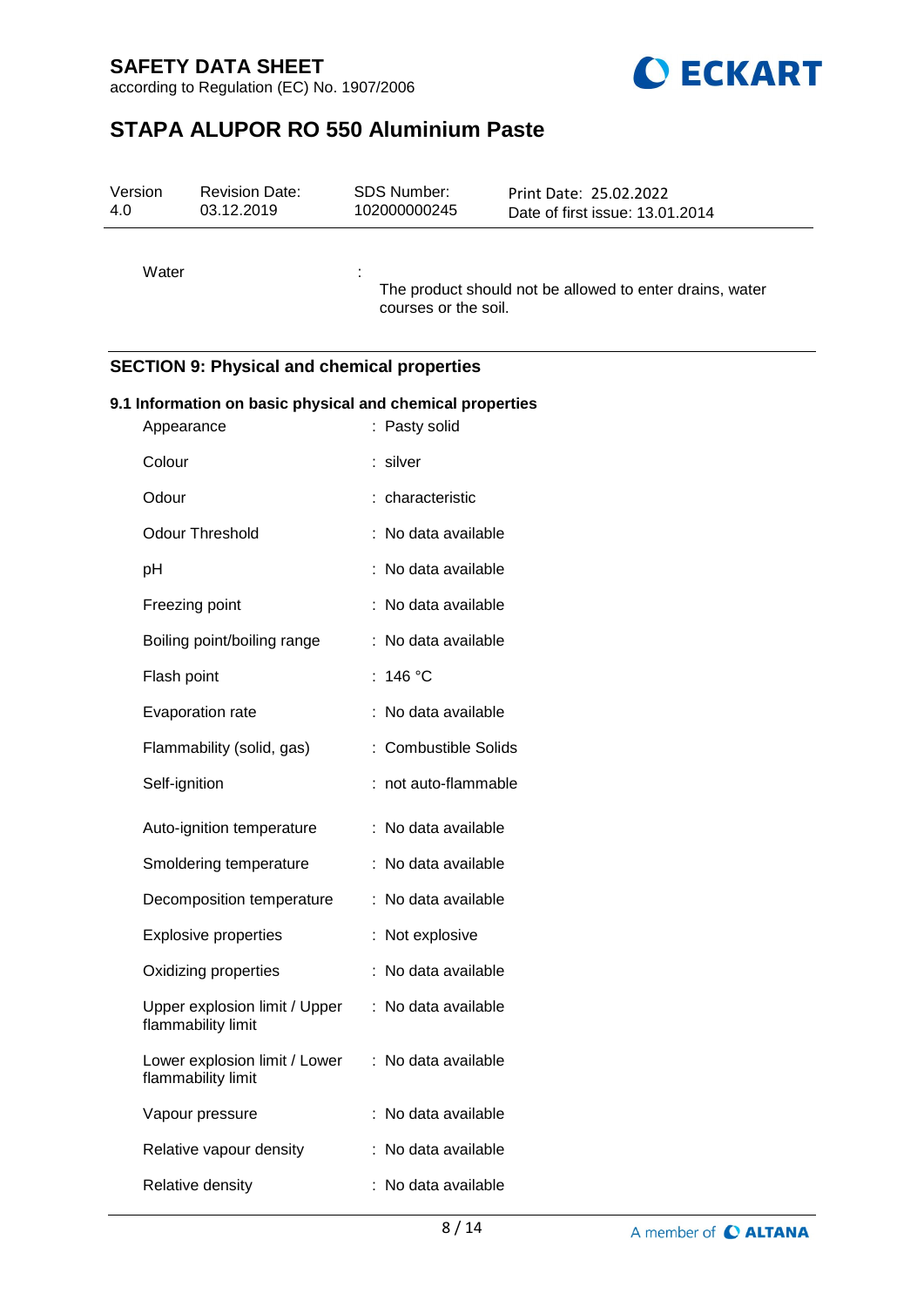Water : The product should not be allowed to enter drains, water courses or the soil.

## SECTION 9: Physical and chemical properties

### 9.1 Information on basic physical and chemical properties

| | |
|---|---|
| Appearance | : Pasty solid |
| Colour | : silver |
| Odour | : characteristic |
| Odour Threshold | : No data available |
| pH | : No data available |
| Freezing point | : No data available |
| Boiling point/boiling range | : No data available |
| Flash point | : 146 °C |
| Evaporation rate | : No data available |
| Flammability (solid, gas) | : Combustible Solids |
| Self-ignition | : not auto-flammable |
| Auto-ignition temperature | : No data available |
| Smoldering temperature | : No data available |
| Decomposition temperature | : No data available |
| Explosive properties | : Not explosive |
| Oxidizing properties | : No data available |
| Upper explosion limit / Upper flammability limit | : No data available |
| Lower explosion limit / Lower flammability limit | : No data available |
| Vapour pressure | : No data available |
| Relative vapour density | : No data available |
| Relative density | : No data available |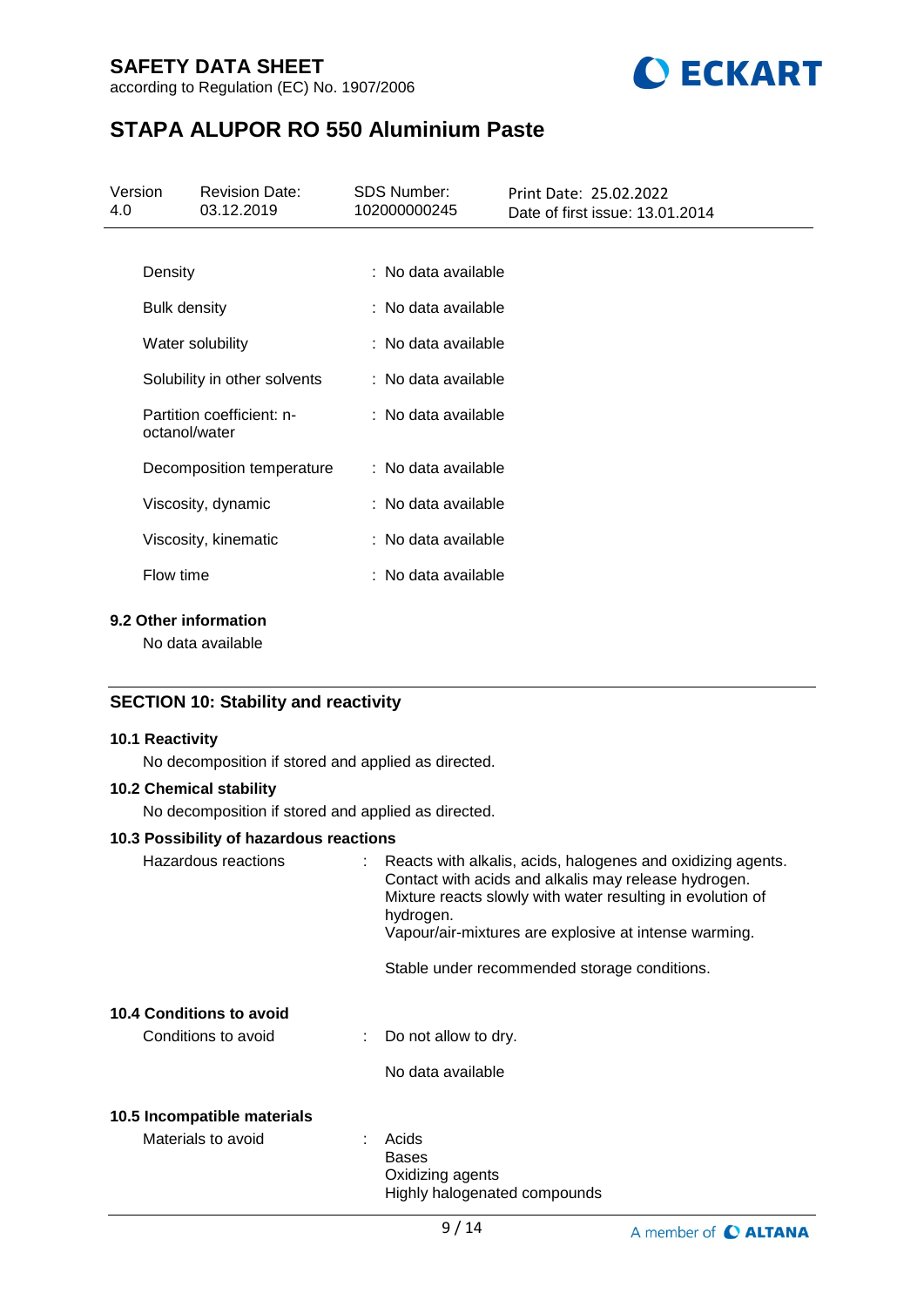| | |
|---|---|
| Density | : No data available |
| Bulk density | : No data available |
| Water solubility | : No data available |
| Solubility in other solvents | : No data available |
| Partition coefficient: n-octanol/water | : No data available |
| Decomposition temperature | : No data available |
| Viscosity, dynamic | : No data available |
| Viscosity, kinematic | : No data available |
| Flow time | : No data available |

### 9.2 Other information

No data available

## SECTION 10: Stability and reactivity

### 10.1 Reactivity

No decomposition if stored and applied as directed.

### 10.2 Chemical stability

No decomposition if stored and applied as directed.

### 10.3 Possibility of hazardous reactions

Hazardous reactions : Reacts with alkalis, acids, halogenes and oxidizing agents. Contact with acids and alkalis may release hydrogen. Mixture reacts slowly with water resulting in evolution of hydrogen.
Vapour/air-mixtures are explosive at intense warming.

Stable under recommended storage conditions.

### 10.4 Conditions to avoid

Conditions to avoid : Do not allow to dry.

No data available

### 10.5 Incompatible materials

Materials to avoid : Acids
Bases
Oxidizing agents
Highly halogenated compounds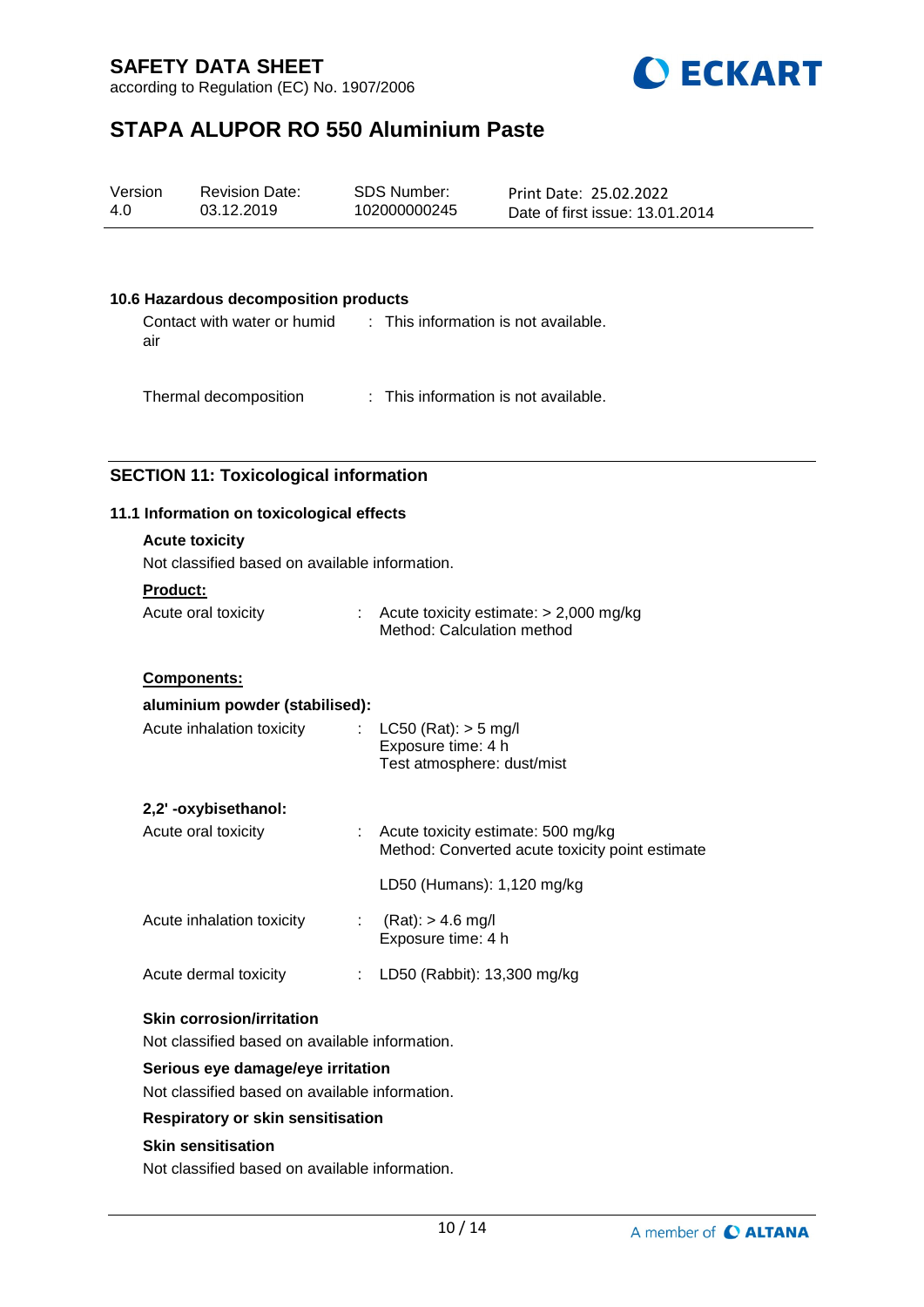### 10.6 Hazardous decomposition products

Contact with water or humid air : This information is not available.

Thermal decomposition : This information is not available.

## SECTION 11: Toxicological information

### 11.1 Information on toxicological effects

**Acute toxicity**

Not classified based on available information.

**Product:**

Acute oral toxicity : Acute toxicity estimate: > 2,000 mg/kg
Method: Calculation method

**Components:**

**aluminium powder (stabilised):**

Acute inhalation toxicity : LC50 (Rat): > 5 mg/l
Exposure time: 4 h
Test atmosphere: dust/mist

**2,2' -oxybisethanol:**

Acute oral toxicity : Acute toxicity estimate: 500 mg/kg
Method: Converted acute toxicity point estimate

LD50 (Humans): 1,120 mg/kg

Acute inhalation toxicity : (Rat): > 4.6 mg/l
Exposure time: 4 h

Acute dermal toxicity : LD50 (Rabbit): 13,300 mg/kg

**Skin corrosion/irritation**

Not classified based on available information.

**Serious eye damage/eye irritation**

Not classified based on available information.

**Respiratory or skin sensitisation**

**Skin sensitisation**

Not classified based on available information.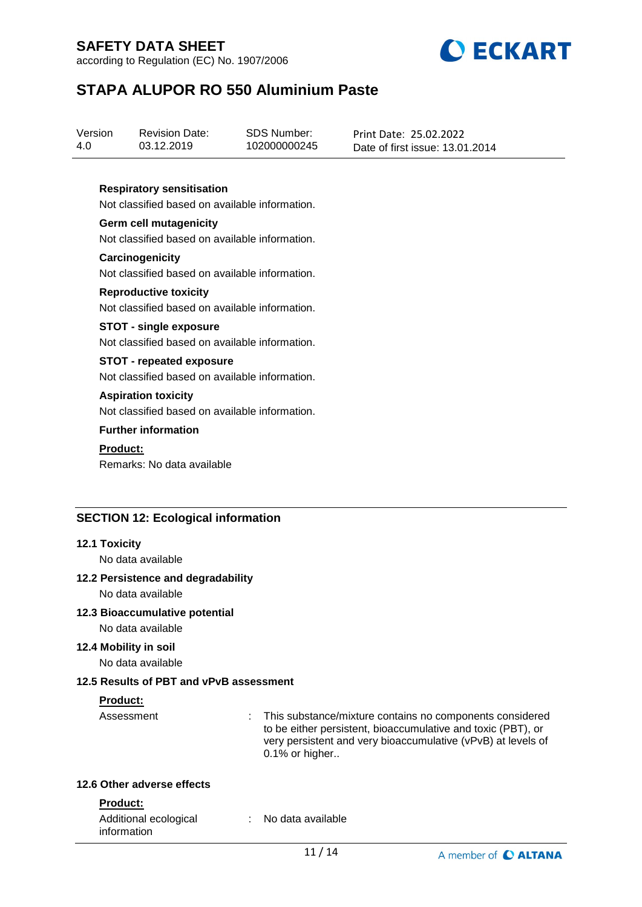**Respiratory sensitisation**

Not classified based on available information.

**Germ cell mutagenicity**

Not classified based on available information.

**Carcinogenicity**

Not classified based on available information.

**Reproductive toxicity**

Not classified based on available information.

**STOT - single exposure**

Not classified based on available information.

**STOT - repeated exposure**

Not classified based on available information.

**Aspiration toxicity**

Not classified based on available information.

**Further information**

**Product:**

Remarks: No data available

## SECTION 12: Ecological information

### 12.1 Toxicity

No data available

### 12.2 Persistence and degradability

No data available

### 12.3 Bioaccumulative potential

No data available

### 12.4 Mobility in soil

No data available

### 12.5 Results of PBT and vPvB assessment

**Product:**

Assessment : This substance/mixture contains no components considered to be either persistent, bioaccumulative and toxic (PBT), or very persistent and very bioaccumulative (vPvB) at levels of 0.1% or higher..

### 12.6 Other adverse effects

**Product:**

Additional ecological information : No data available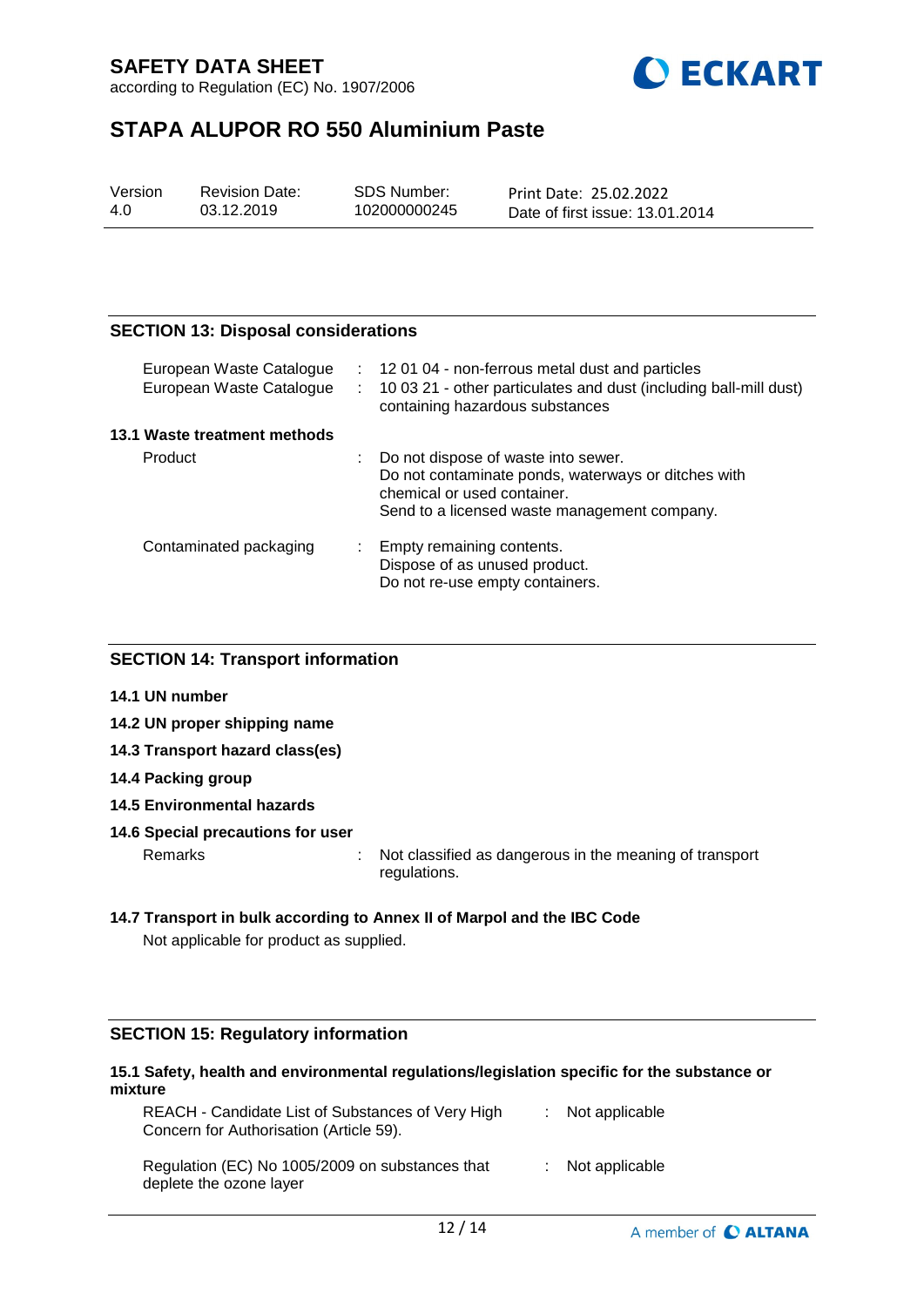## SECTION 13: Disposal considerations

| | | |
|---|---|---|
| European Waste Catalogue | : | 12 01 04 - non-ferrous metal dust and particles |
| European Waste Catalogue | : | 10 03 21 - other particulates and dust (including ball-mill dust) containing hazardous substances |

### 13.1 Waste treatment methods

| | | |
|---|---|---|
| Product | : | Do not dispose of waste into sewer.<br>Do not contaminate ponds, waterways or ditches with chemical or used container.<br>Send to a licensed waste management company. |
| Contaminated packaging | : | Empty remaining contents.<br>Dispose of as unused product.<br>Do not re-use empty containers. |

## SECTION 14: Transport information

**14.1 UN number**

**14.2 UN proper shipping name**

**14.3 Transport hazard class(es)**

**14.4 Packing group**

**14.5 Environmental hazards**

**14.6 Special precautions for user**

| | | |
|---|---|---|
| Remarks | : | Not classified as dangerous in the meaning of transport regulations. |

**14.7 Transport in bulk according to Annex II of Marpol and the IBC Code**

Not applicable for product as supplied.

## SECTION 15: Regulatory information

**15.1 Safety, health and environmental regulations/legislation specific for the substance or mixture**

| | | |
|---|---|---|
| REACH - Candidate List of Substances of Very High Concern for Authorisation (Article 59). | : | Not applicable |
| Regulation (EC) No 1005/2009 on substances that deplete the ozone layer | : | Not applicable |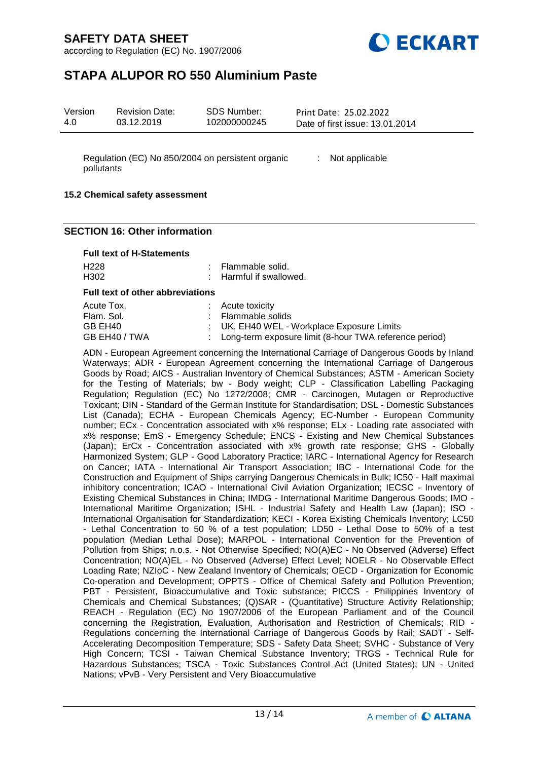Regulation (EC) No 850/2004 on persistent organic pollutants : Not applicable

**15.2 Chemical safety assessment**

## SECTION 16: Other information

**Full text of H-Statements**

| | |
|---|---|
| H228 | : Flammable solid. |
| H302 | : Harmful if swallowed. |

**Full text of other abbreviations**

| | |
|---|---|
| Acute Tox. | : Acute toxicity |
| Flam. Sol. | : Flammable solids |
| GB EH40 | : UK. EH40 WEL - Workplace Exposure Limits |
| GB EH40 / TWA | : Long-term exposure limit (8-hour TWA reference period) |

ADN - European Agreement concerning the International Carriage of Dangerous Goods by Inland Waterways; ADR - European Agreement concerning the International Carriage of Dangerous Goods by Road; AICS - Australian Inventory of Chemical Substances; ASTM - American Society for the Testing of Materials; bw - Body weight; CLP - Classification Labelling Packaging Regulation; Regulation (EC) No 1272/2008; CMR - Carcinogen, Mutagen or Reproductive Toxicant; DIN - Standard of the German Institute for Standardisation; DSL - Domestic Substances List (Canada); ECHA - European Chemicals Agency; EC-Number - European Community number; ECx - Concentration associated with x% response; ELx - Loading rate associated with x% response; EmS - Emergency Schedule; ENCS - Existing and New Chemical Substances (Japan); ErCx - Concentration associated with x% growth rate response; GHS - Globally Harmonized System; GLP - Good Laboratory Practice; IARC - International Agency for Research on Cancer; IATA - International Air Transport Association; IBC - International Code for the Construction and Equipment of Ships carrying Dangerous Chemicals in Bulk; IC50 - Half maximal inhibitory concentration; ICAO - International Civil Aviation Organization; IECSC - Inventory of Existing Chemical Substances in China; IMDG - International Maritime Dangerous Goods; IMO - International Maritime Organization; ISHL - Industrial Safety and Health Law (Japan); ISO - International Organisation for Standardization; KECI - Korea Existing Chemicals Inventory; LC50 - Lethal Concentration to 50 % of a test population; LD50 - Lethal Dose to 50% of a test population (Median Lethal Dose); MARPOL - International Convention for the Prevention of Pollution from Ships; n.o.s. - Not Otherwise Specified; NO(A)EC - No Observed (Adverse) Effect Concentration; NO(A)EL - No Observed (Adverse) Effect Level; NOELR - No Observable Effect Loading Rate; NZIoC - New Zealand Inventory of Chemicals; OECD - Organization for Economic Co-operation and Development; OPPTS - Office of Chemical Safety and Pollution Prevention; PBT - Persistent, Bioaccumulative and Toxic substance; PICCS - Philippines Inventory of Chemicals and Chemical Substances; (Q)SAR - (Quantitative) Structure Activity Relationship; REACH - Regulation (EC) No 1907/2006 of the European Parliament and of the Council concerning the Registration, Evaluation, Authorisation and Restriction of Chemicals; RID - Regulations concerning the International Carriage of Dangerous Goods by Rail; SADT - Self-Accelerating Decomposition Temperature; SDS - Safety Data Sheet; SVHC - Substance of Very High Concern; TCSI - Taiwan Chemical Substance Inventory; TRGS - Technical Rule for Hazardous Substances; TSCA - Toxic Substances Control Act (United States); UN - United Nations; vPvB - Very Persistent and Very Bioaccumulative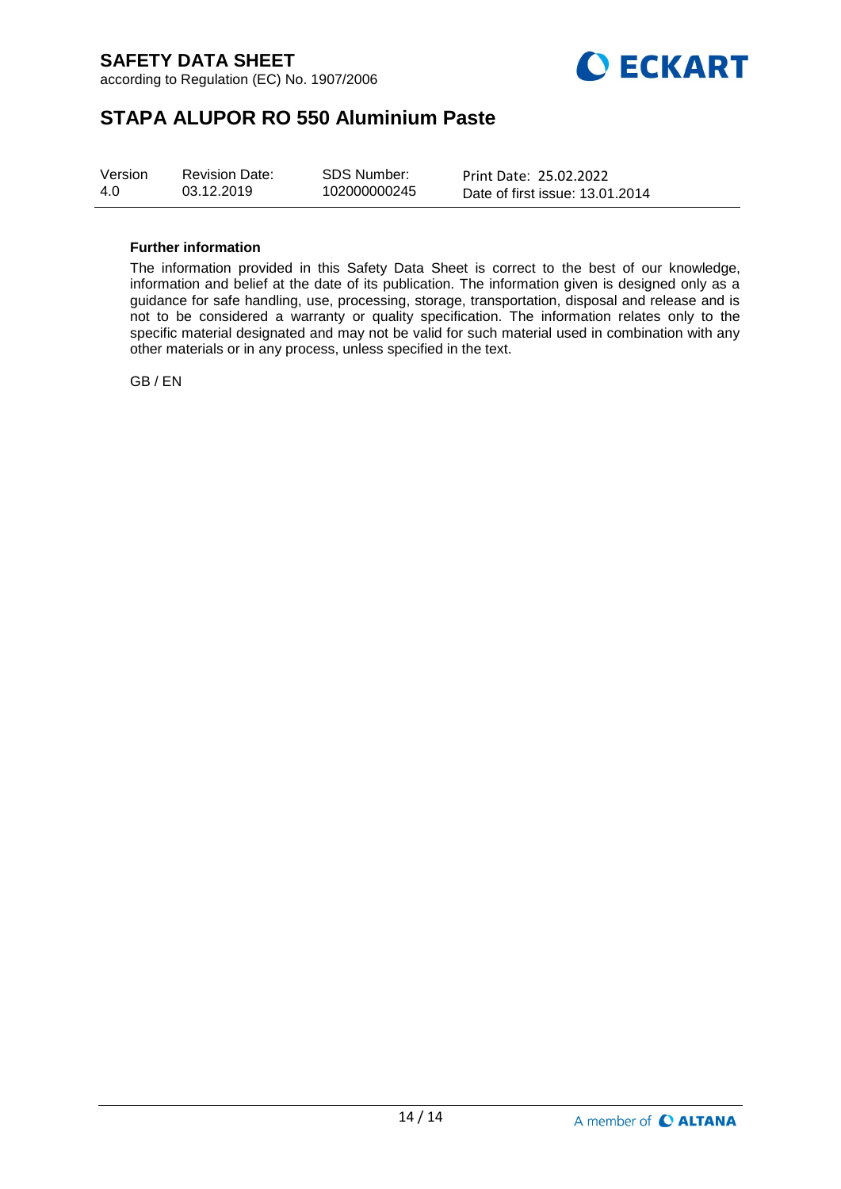**Further information**

The information provided in this Safety Data Sheet is correct to the best of our knowledge, information and belief at the date of its publication. The information given is designed only as a guidance for safe handling, use, processing, storage, transportation, disposal and release and is not to be considered a warranty or quality specification. The information relates only to the specific material designated and may not be valid for such material used in combination with any other materials or in any process, unless specified in the text.

GB / EN